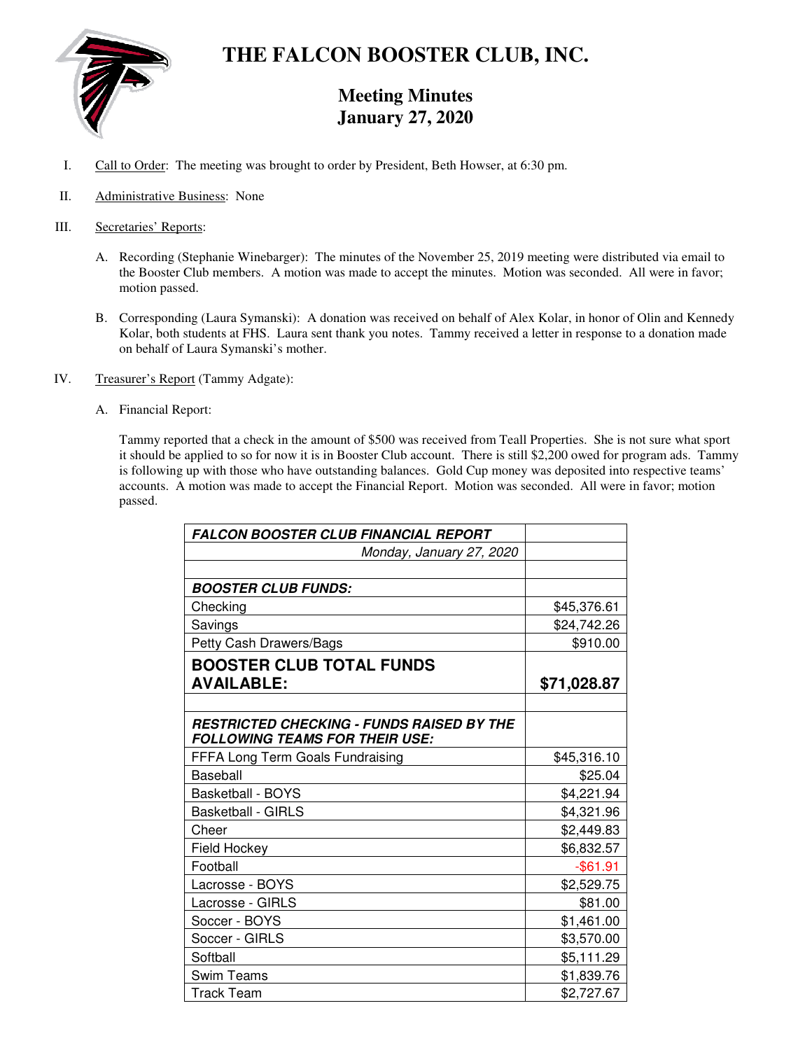# THE FALCON BOOSTER CLUB, INC.

## Meeting Minutes
## January 27, 2020

I. Call to Order: The meeting was brought to order by President, Beth Howser, at 6:30 pm.

II. Administrative Business: None

III. Secretaries' Reports:

A. Recording (Stephanie Winebarger): The minutes of the November 25, 2019 meeting were distributed via email to the Booster Club members. A motion was made to accept the minutes. Motion was seconded. All were in favor; motion passed.

B. Corresponding (Laura Symanski): A donation was received on behalf of Alex Kolar, in honor of Olin and Kennedy Kolar, both students at FHS. Laura sent thank you notes. Tammy received a letter in response to a donation made on behalf of Laura Symanski's mother.

IV. Treasurer's Report (Tammy Adgate):

A. Financial Report:

Tammy reported that a check in the amount of $500 was received from Teall Properties. She is not sure what sport it should be applied to so for now it is in Booster Club account. There is still $2,200 owed for program ads. Tammy is following up with those who have outstanding balances. Gold Cup money was deposited into respective teams' accounts. A motion was made to accept the Financial Report. Motion was seconded. All were in favor; motion passed.

| ***FALCON BOOSTER CLUB FINANCIAL REPORT*** | |
|---|---|
| *Monday, January 27, 2020* | |
| | |
| ***BOOSTER CLUB FUNDS:*** | |
| Checking | $45,376.61 |
| Savings | $24,742.26 |
| Petty Cash Drawers/Bags | $910.00 |
| **BOOSTER CLUB TOTAL FUNDS AVAILABLE:** | **$71,028.87** |
| | |
| ***RESTRICTED CHECKING - FUNDS RAISED BY THE FOLLOWING TEAMS FOR THEIR USE:*** | |
| FFFA Long Term Goals Fundraising | $45,316.10 |
| Baseball | $25.04 |
| Basketball - BOYS | $4,221.94 |
| Basketball - GIRLS | $4,321.96 |
| Cheer | $2,449.83 |
| Field Hockey | $6,832.57 |
| Football | -$61.91 |
| Lacrosse - BOYS | $2,529.75 |
| Lacrosse - GIRLS | $81.00 |
| Soccer - BOYS | $1,461.00 |
| Soccer - GIRLS | $3,570.00 |
| Softball | $5,111.29 |
| Swim Teams | $1,839.76 |
| Track Team | $2,727.67 |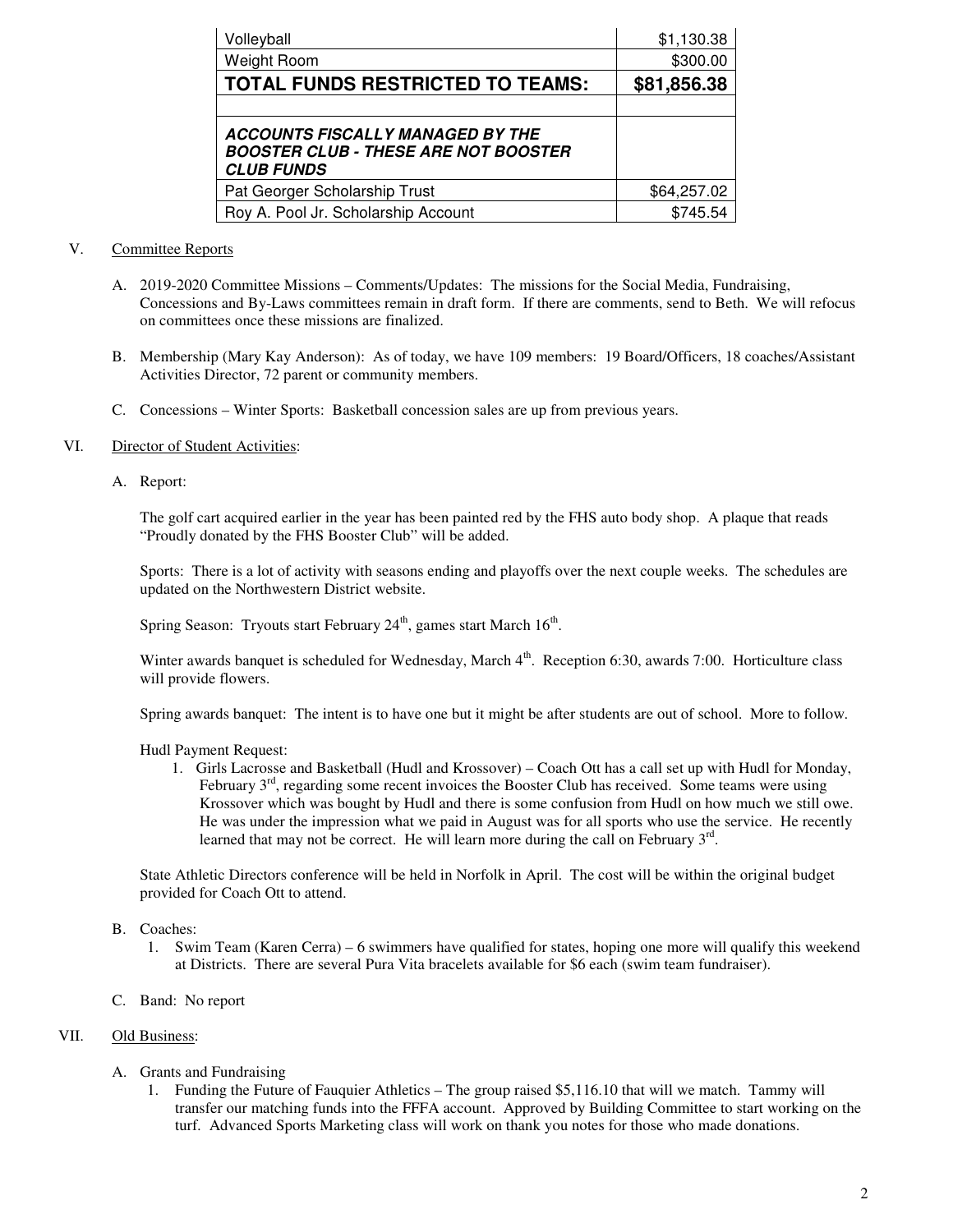| Volleyball | $1,130.38 |
|---|---|
| Weight Room | $300.00 |
| **TOTAL FUNDS RESTRICTED TO TEAMS:** | **$81,856.38** |
| | |
| ***ACCOUNTS FISCALLY MANAGED BY THE BOOSTER CLUB - THESE ARE NOT BOOSTER CLUB FUNDS*** | |
| Pat Georger Scholarship Trust | $64,257.02 |
| Roy A. Pool Jr. Scholarship Account | $745.54 |

V. Committee Reports

A. 2019-2020 Committee Missions – Comments/Updates: The missions for the Social Media, Fundraising, Concessions and By-Laws committees remain in draft form. If there are comments, send to Beth. We will refocus on committees once these missions are finalized.

B. Membership (Mary Kay Anderson): As of today, we have 109 members: 19 Board/Officers, 18 coaches/Assistant Activities Director, 72 parent or community members.

C. Concessions – Winter Sports: Basketball concession sales are up from previous years.

VI. Director of Student Activities:

A. Report:

The golf cart acquired earlier in the year has been painted red by the FHS auto body shop. A plaque that reads "Proudly donated by the FHS Booster Club" will be added.

Sports: There is a lot of activity with seasons ending and playoffs over the next couple weeks. The schedules are updated on the Northwestern District website.

Spring Season: Tryouts start February 24th, games start March 16th.

Winter awards banquet is scheduled for Wednesday, March 4th. Reception 6:30, awards 7:00. Horticulture class will provide flowers.

Spring awards banquet: The intent is to have one but it might be after students are out of school. More to follow.

Hudl Payment Request:

1. Girls Lacrosse and Basketball (Hudl and Krossover) – Coach Ott has a call set up with Hudl for Monday, February 3rd, regarding some recent invoices the Booster Club has received. Some teams were using Krossover which was bought by Hudl and there is some confusion from Hudl on how much we still owe. He was under the impression what we paid in August was for all sports who use the service. He recently learned that may not be correct. He will learn more during the call on February 3rd.

State Athletic Directors conference will be held in Norfolk in April. The cost will be within the original budget provided for Coach Ott to attend.

B. Coaches:

1. Swim Team (Karen Cerra) – 6 swimmers have qualified for states, hoping one more will qualify this weekend at Districts. There are several Pura Vita bracelets available for $6 each (swim team fundraiser).

C. Band: No report

VII. Old Business:

A. Grants and Fundraising

1. Funding the Future of Fauquier Athletics – The group raised $5,116.10 that will we match. Tammy will transfer our matching funds into the FFFA account. Approved by Building Committee to start working on the turf. Advanced Sports Marketing class will work on thank you notes for those who made donations.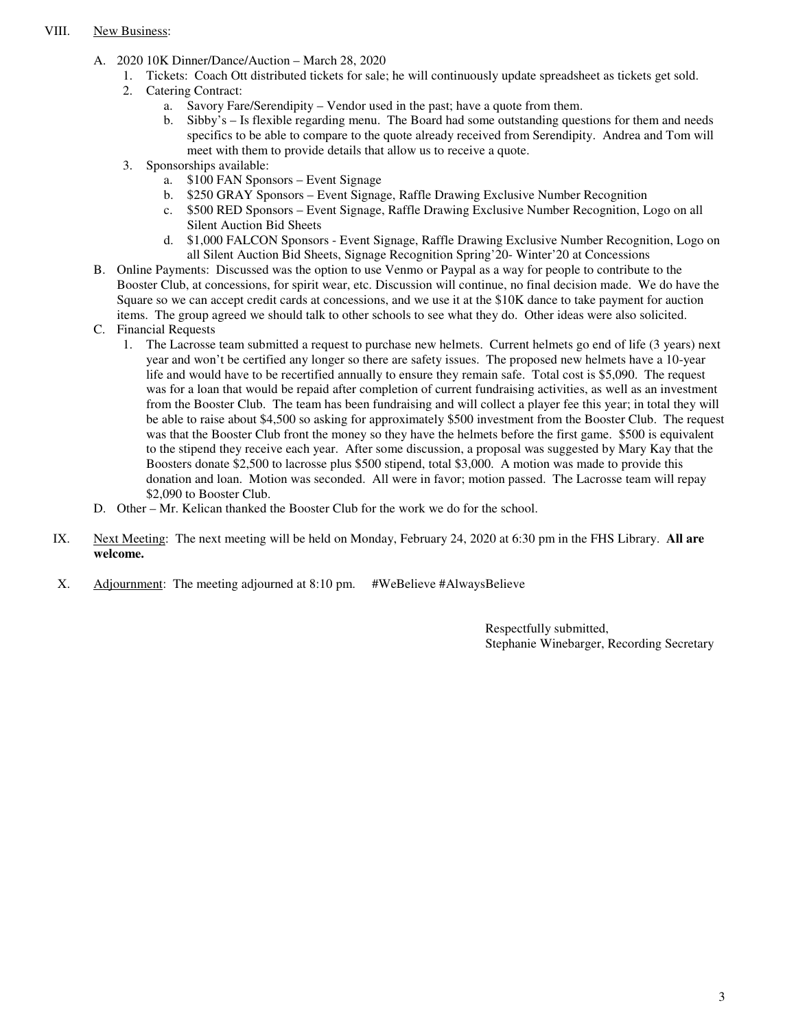VIII. <u>New Business</u>:

A. 2020 10K Dinner/Dance/Auction – March 28, 2020
   1. Tickets: Coach Ott distributed tickets for sale; he will continuously update spreadsheet as tickets get sold.
   2. Catering Contract:
      a. Savory Fare/Serendipity – Vendor used in the past; have a quote from them.
      b. Sibby's – Is flexible regarding menu. The Board had some outstanding questions for them and needs specifics to be able to compare to the quote already received from Serendipity. Andrea and Tom will meet with them to provide details that allow us to receive a quote.
   3. Sponsorships available:
      a. $100 FAN Sponsors – Event Signage
      b. $250 GRAY Sponsors – Event Signage, Raffle Drawing Exclusive Number Recognition
      c. $500 RED Sponsors – Event Signage, Raffle Drawing Exclusive Number Recognition, Logo on all Silent Auction Bid Sheets
      d. $1,000 FALCON Sponsors - Event Signage, Raffle Drawing Exclusive Number Recognition, Logo on all Silent Auction Bid Sheets, Signage Recognition Spring'20- Winter'20 at Concessions

B. Online Payments: Discussed was the option to use Venmo or Paypal as a way for people to contribute to the Booster Club, at concessions, for spirit wear, etc. Discussion will continue, no final decision made. We do have the Square so we can accept credit cards at concessions, and we use it at the $10K dance to take payment for auction items. The group agreed we should talk to other schools to see what they do. Other ideas were also solicited.

C. Financial Requests
   1. The Lacrosse team submitted a request to purchase new helmets. Current helmets go end of life (3 years) next year and won't be certified any longer so there are safety issues. The proposed new helmets have a 10-year life and would have to be recertified annually to ensure they remain safe. Total cost is $5,090. The request was for a loan that would be repaid after completion of current fundraising activities, as well as an investment from the Booster Club. The team has been fundraising and will collect a player fee this year; in total they will be able to raise about $4,500 so asking for approximately $500 investment from the Booster Club. The request was that the Booster Club front the money so they have the helmets before the first game. $500 is equivalent to the stipend they receive each year. After some discussion, a proposal was suggested by Mary Kay that the Boosters donate $2,500 to lacrosse plus $500 stipend, total $3,000. A motion was made to provide this donation and loan. Motion was seconded. All were in favor; motion passed. The Lacrosse team will repay $2,090 to Booster Club.

D. Other – Mr. Kelican thanked the Booster Club for the work we do for the school.

IX. <u>Next Meeting</u>: The next meeting will be held on Monday, February 24, 2020 at 6:30 pm in the FHS Library. **All are welcome.**

X. <u>Adjournment</u>: The meeting adjourned at 8:10 pm. #WeBelieve #AlwaysBelieve

Respectfully submitted,
Stephanie Winebarger, Recording Secretary